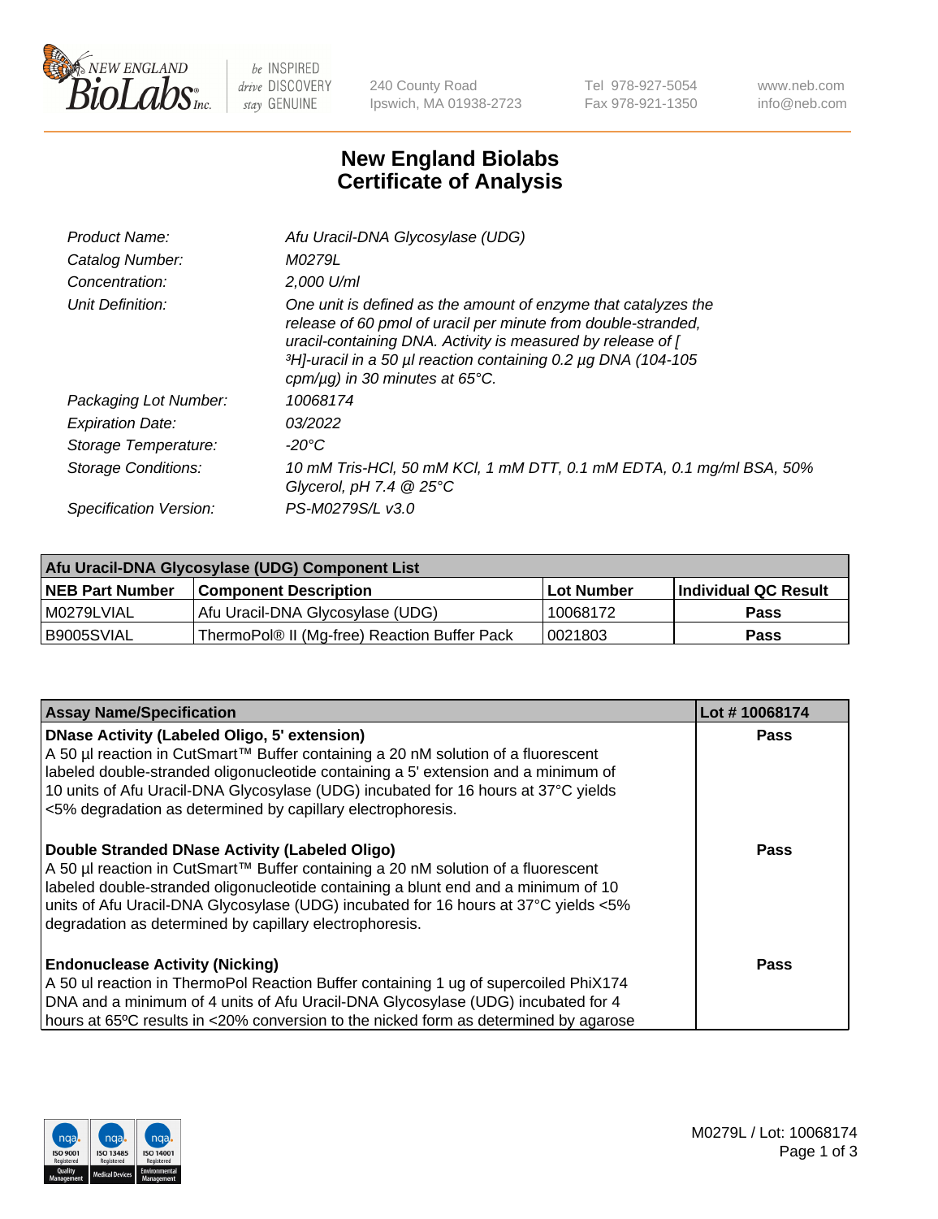# New England Biolabs
# Certificate of Analysis

| | |
|---|---|
| *Product Name:* | *Afu Uracil-DNA Glycosylase (UDG)* |
| *Catalog Number:* | *M0279L* |
| *Concentration:* | *2,000 U/ml* |
| *Unit Definition:* | *One unit is defined as the amount of enzyme that catalyzes the release of 60 pmol of uracil per minute from double-stranded, uracil-containing DNA. Activity is measured by release of [ $^3$H]-uracil in a 50 µl reaction containing 0.2 µg DNA (104-105 cpm/µg) in 30 minutes at 65°C.* |
| *Packaging Lot Number:* | *10068174* |
| *Expiration Date:* | *03/2022* |
| *Storage Temperature:* | *-20°C* |
| *Storage Conditions:* | *10 mM Tris-HCl, 50 mM KCl, 1 mM DTT, 0.1 mM EDTA, 0.1 mg/ml BSA, 50% Glycerol, pH 7.4 @ 25°C* |
| *Specification Version:* | *PS-M0279S/L v3.0* |

| Afu Uracil-DNA Glycosylase (UDG) Component List | | | |
|---|---|---|---|
| **NEB Part Number** | **Component Description** | **Lot Number** | **Individual QC Result** |
| M0279LVIAL | Afu Uracil-DNA Glycosylase (UDG) | 10068172 | **Pass** |
| B9005SVIAL | ThermoPol® II (Mg-free) Reaction Buffer Pack | 0021803 | **Pass** |

| Assay Name/Specification | Lot # 10068174 |
|---|---|
| **DNase Activity (Labeled Oligo, 5' extension)**<br>A 50 µl reaction in CutSmart™ Buffer containing a 20 nM solution of a fluorescent labeled double-stranded oligonucleotide containing a 5' extension and a minimum of 10 units of Afu Uracil-DNA Glycosylase (UDG) incubated for 16 hours at 37°C yields <5% degradation as determined by capillary electrophoresis. | **Pass** |
| **Double Stranded DNase Activity (Labeled Oligo)**<br>A 50 µl reaction in CutSmart™ Buffer containing a 20 nM solution of a fluorescent labeled double-stranded oligonucleotide containing a blunt end and a minimum of 10 units of Afu Uracil-DNA Glycosylase (UDG) incubated for 16 hours at 37°C yields <5% degradation as determined by capillary electrophoresis. | **Pass** |
| **Endonuclease Activity (Nicking)**<br>A 50 ul reaction in ThermoPol Reaction Buffer containing 1 ug of supercoiled PhiX174 DNA and a minimum of 4 units of Afu Uracil-DNA Glycosylase (UDG) incubated for 4 hours at 65ºC results in <20% conversion to the nicked form as determined by agarose | **Pass** |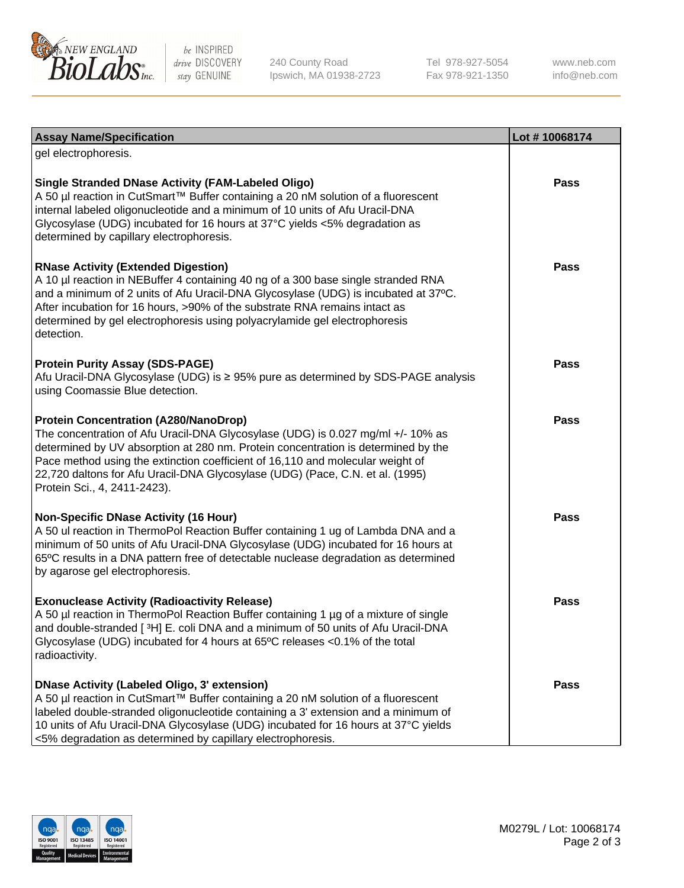| Assay Name/Specification | Lot # 10068174 |
| --- | --- |
| gel electrophoresis. | |
| **Single Stranded DNase Activity (FAM-Labeled Oligo)**<br>A 50 µl reaction in CutSmart™ Buffer containing a 20 nM solution of a fluorescent internal labeled oligonucleotide and a minimum of 10 units of Afu Uracil-DNA Glycosylase (UDG) incubated for 16 hours at 37°C yields <5% degradation as determined by capillary electrophoresis. | Pass |
| **RNase Activity (Extended Digestion)**<br>A 10 µl reaction in NEBuffer 4 containing 40 ng of a 300 base single stranded RNA and a minimum of 2 units of Afu Uracil-DNA Glycosylase (UDG) is incubated at 37ºC. After incubation for 16 hours, >90% of the substrate RNA remains intact as determined by gel electrophoresis using polyacrylamide gel electrophoresis detection. | Pass |
| **Protein Purity Assay (SDS-PAGE)**<br>Afu Uracil-DNA Glycosylase (UDG) is ≥ 95% pure as determined by SDS-PAGE analysis using Coomassie Blue detection. | Pass |
| **Protein Concentration (A280/NanoDrop)**<br>The concentration of Afu Uracil-DNA Glycosylase (UDG) is 0.027 mg/ml +/- 10% as determined by UV absorption at 280 nm. Protein concentration is determined by the Pace method using the extinction coefficient of 16,110 and molecular weight of 22,720 daltons for Afu Uracil-DNA Glycosylase (UDG) (Pace, C.N. et al. (1995) Protein Sci., 4, 2411-2423). | Pass |
| **Non-Specific DNase Activity (16 Hour)**<br>A 50 ul reaction in ThermoPol Reaction Buffer containing 1 ug of Lambda DNA and a minimum of 50 units of Afu Uracil-DNA Glycosylase (UDG) incubated for 16 hours at 65ºC results in a DNA pattern free of detectable nuclease degradation as determined by agarose gel electrophoresis. | Pass |
| **Exonuclease Activity (Radioactivity Release)**<br>A 50 µl reaction in ThermoPol Reaction Buffer containing 1 µg of a mixture of single and double-stranded [ $^3$H] E. coli DNA and a minimum of 50 units of Afu Uracil-DNA Glycosylase (UDG) incubated for 4 hours at 65ºC releases <0.1% of the total radioactivity. | Pass |
| **DNase Activity (Labeled Oligo, 3' extension)**<br>A 50 µl reaction in CutSmart™ Buffer containing a 20 nM solution of a fluorescent labeled double-stranded oligonucleotide containing a 3' extension and a minimum of 10 units of Afu Uracil-DNA Glycosylase (UDG) incubated for 16 hours at 37°C yields <5% degradation as determined by capillary electrophoresis. | Pass |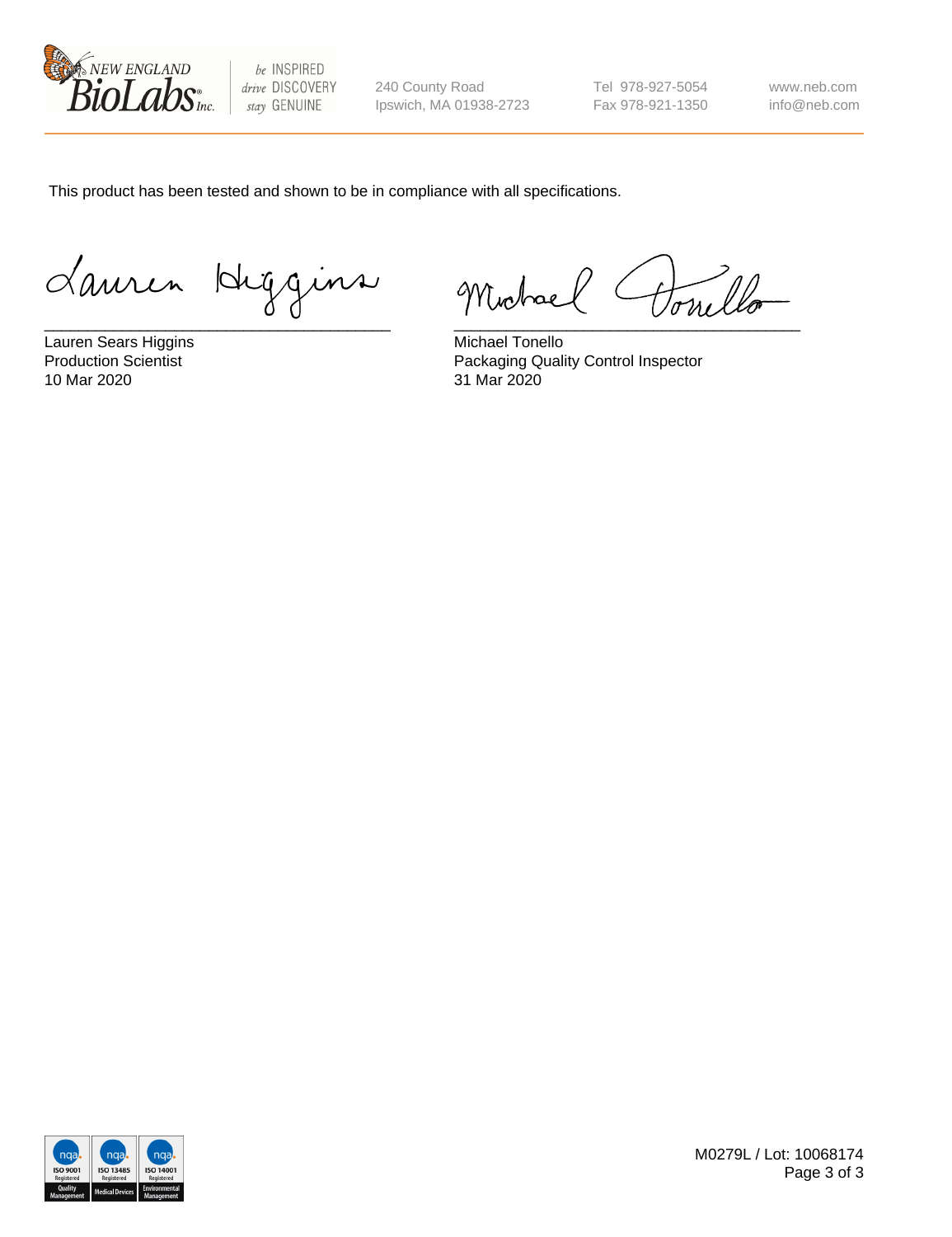This product has been tested and shown to be in compliance with all specifications.

Lauren Sears Higgins
Production Scientist
10 Mar 2020

Michael Tonello
Packaging Quality Control Inspector
31 Mar 2020

M0279L / Lot: 10068174